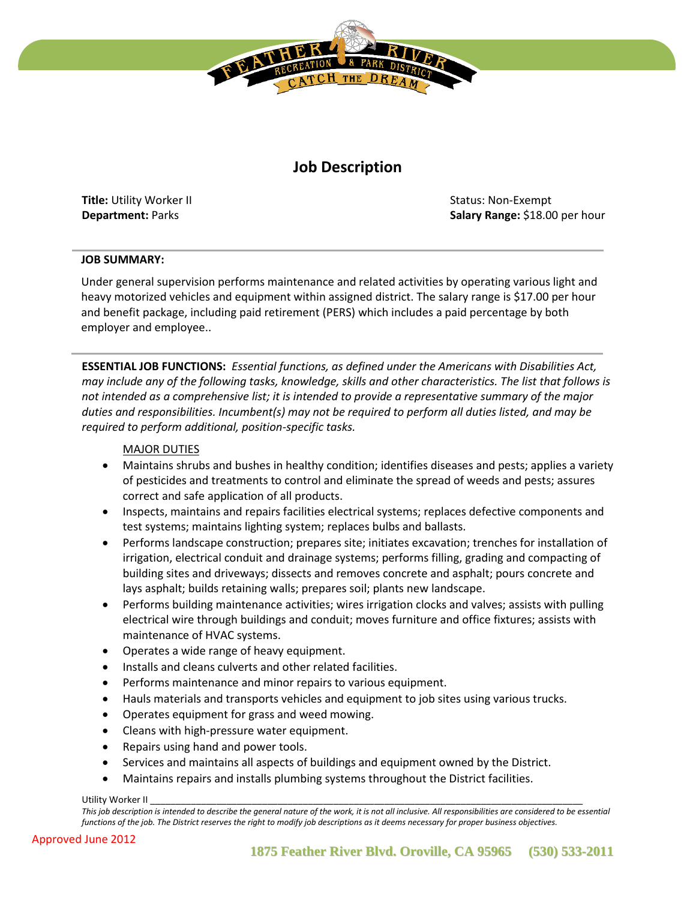# Job Description

**Title:** Utility Worker II

**Department:** Parks

Status: Non-Exempt

**Salary Range:** $18.00 per hour

---

**JOB SUMMARY:**

Under general supervision performs maintenance and related activities by operating various light and heavy motorized vehicles and equipment within assigned district. The salary range is $17.00 per hour and benefit package, including paid retirement (PERS) which includes a paid percentage by both employer and employee..

---

**ESSENTIAL JOB FUNCTIONS:** *Essential functions, as defined under the Americans with Disabilities Act, may include any of the following tasks, knowledge, skills and other characteristics. The list that follows is not intended as a comprehensive list; it is intended to provide a representative summary of the major duties and responsibilities. Incumbent(s) may not be required to perform all duties listed, and may be required to perform additional, position-specific tasks.*

<u>MAJOR DUTIES</u>

- Maintains shrubs and bushes in healthy condition; identifies diseases and pests; applies a variety of pesticides and treatments to control and eliminate the spread of weeds and pests; assures correct and safe application of all products.
- Inspects, maintains and repairs facilities electrical systems; replaces defective components and test systems; maintains lighting system; replaces bulbs and ballasts.
- Performs landscape construction; prepares site; initiates excavation; trenches for installation of irrigation, electrical conduit and drainage systems; performs filling, grading and compacting of building sites and driveways; dissects and removes concrete and asphalt; pours concrete and lays asphalt; builds retaining walls; prepares soil; plants new landscape.
- Performs building maintenance activities; wires irrigation clocks and valves; assists with pulling electrical wire through buildings and conduit; moves furniture and office fixtures; assists with maintenance of HVAC systems.
- Operates a wide range of heavy equipment.
- Installs and cleans culverts and other related facilities.
- Performs maintenance and minor repairs to various equipment.
- Hauls materials and transports vehicles and equipment to job sites using various trucks.
- Operates equipment for grass and weed mowing.
- Cleans with high-pressure water equipment.
- Repairs using hand and power tools.
- Services and maintains all aspects of buildings and equipment owned by the District.
- Maintains repairs and installs plumbing systems throughout the District facilities.

*This job description is intended to describe the general nature of the work, it is not all inclusive. All responsibilities are considered to be essential functions of the job. The District reserves the right to modify job descriptions as it deems necessary for proper business objectives.*

Approved June 2012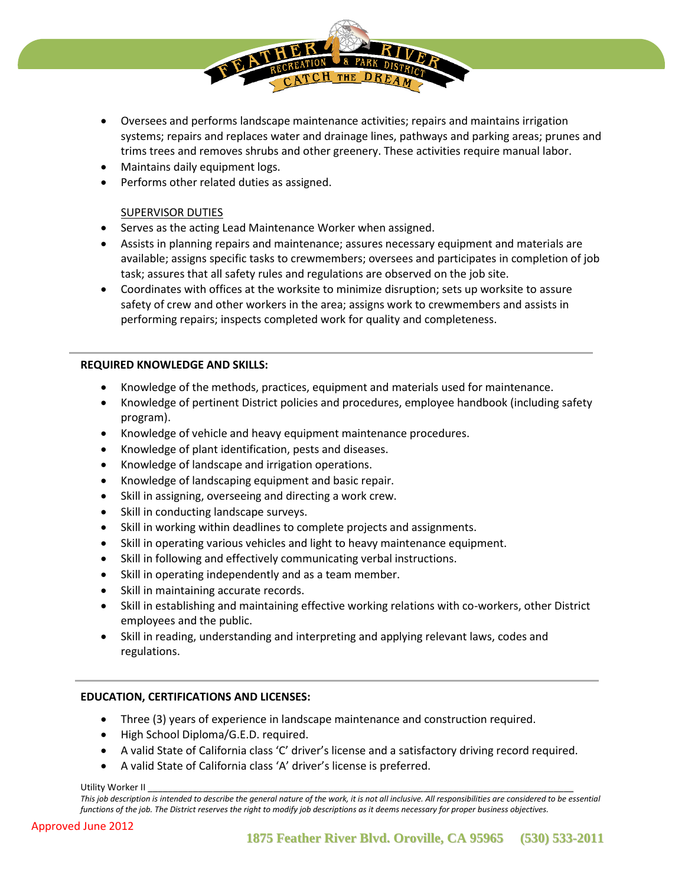- Oversees and performs landscape maintenance activities; repairs and maintains irrigation systems; repairs and replaces water and drainage lines, pathways and parking areas; prunes and trims trees and removes shrubs and other greenery. These activities require manual labor.
- Maintains daily equipment logs.
- Performs other related duties as assigned.

SUPERVISOR DUTIES

- Serves as the acting Lead Maintenance Worker when assigned.
- Assists in planning repairs and maintenance; assures necessary equipment and materials are available; assigns specific tasks to crewmembers; oversees and participates in completion of job task; assures that all safety rules and regulations are observed on the job site.
- Coordinates with offices at the worksite to minimize disruption; sets up worksite to assure safety of crew and other workers in the area; assigns work to crewmembers and assists in performing repairs; inspects completed work for quality and completeness.

**REQUIRED KNOWLEDGE AND SKILLS:**

- Knowledge of the methods, practices, equipment and materials used for maintenance.
- Knowledge of pertinent District policies and procedures, employee handbook (including safety program).
- Knowledge of vehicle and heavy equipment maintenance procedures.
- Knowledge of plant identification, pests and diseases.
- Knowledge of landscape and irrigation operations.
- Knowledge of landscaping equipment and basic repair.
- Skill in assigning, overseeing and directing a work crew.
- Skill in conducting landscape surveys.
- Skill in working within deadlines to complete projects and assignments.
- Skill in operating various vehicles and light to heavy maintenance equipment.
- Skill in following and effectively communicating verbal instructions.
- Skill in operating independently and as a team member.
- Skill in maintaining accurate records.
- Skill in establishing and maintaining effective working relations with co-workers, other District employees and the public.
- Skill in reading, understanding and interpreting and applying relevant laws, codes and regulations.

**EDUCATION, CERTIFICATIONS AND LICENSES:**

- Three (3) years of experience in landscape maintenance and construction required.
- High School Diploma/G.E.D. required.
- A valid State of California class 'C' driver's license and a satisfactory driving record required.
- A valid State of California class 'A' driver's license is preferred.

Utility Worker II

*This job description is intended to describe the general nature of the work, it is not all inclusive. All responsibilities are considered to be essential functions of the job. The District reserves the right to modify job descriptions as it deems necessary for proper business objectives.*

Approved June 2012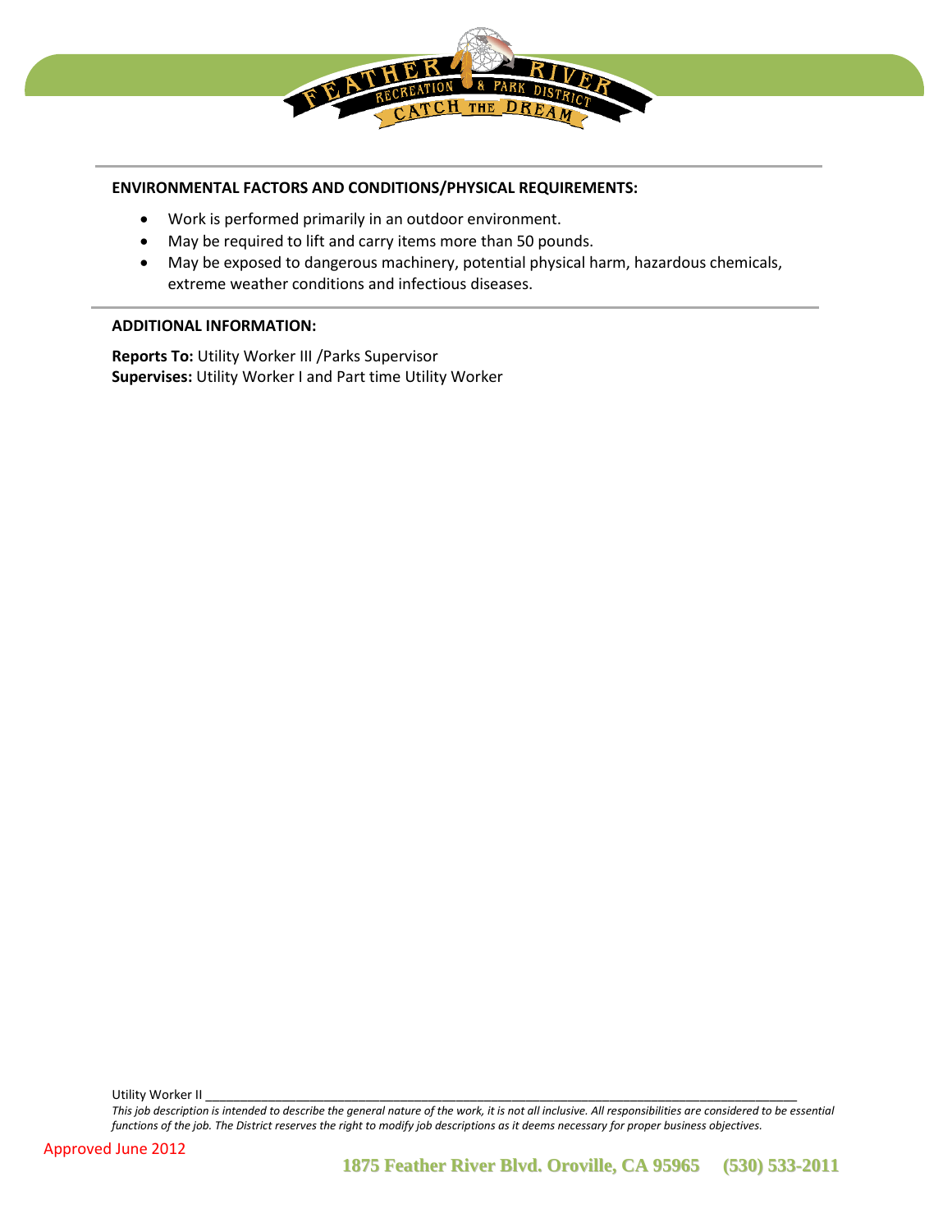**ENVIRONMENTAL FACTORS AND CONDITIONS/PHYSICAL REQUIREMENTS:**

- Work is performed primarily in an outdoor environment.
- May be required to lift and carry items more than 50 pounds.
- May be exposed to dangerous machinery, potential physical harm, hazardous chemicals, extreme weather conditions and infectious diseases.

**ADDITIONAL INFORMATION:**

**Reports To:** Utility Worker III /Parks Supervisor
**Supervises:** Utility Worker I and Part time Utility Worker

Utility Worker II

*This job description is intended to describe the general nature of the work, it is not all inclusive. All responsibilities are considered to be essential functions of the job. The District reserves the right to modify job descriptions as it deems necessary for proper business objectives.*

Approved June 2012